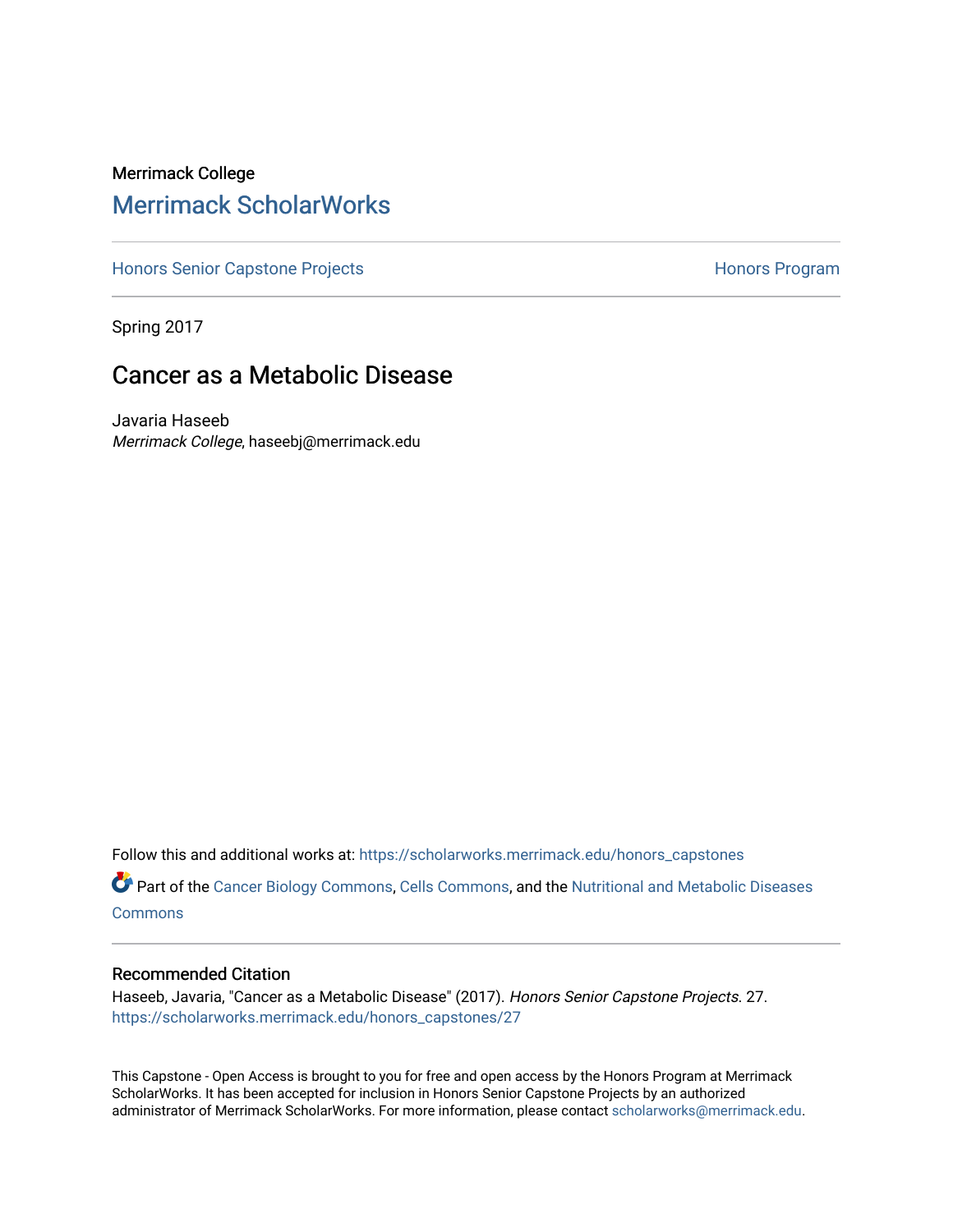Merrimack College

# Merrimack ScholarWorks

Honors Senior Capstone Projects | Honors Program

Spring 2017

## Cancer as a Metabolic Disease

Javaria Haseeb
*Merrimack College*, haseebj@merrimack.edu

Follow this and additional works at: https://scholarworks.merrimack.edu/honors_capstones

Part of the Cancer Biology Commons, Cells Commons, and the Nutritional and Metabolic Diseases Commons

### Recommended Citation

Haseeb, Javaria, "Cancer as a Metabolic Disease" (2017). *Honors Senior Capstone Projects*. 27.
https://scholarworks.merrimack.edu/honors_capstones/27

This Capstone - Open Access is brought to you for free and open access by the Honors Program at Merrimack ScholarWorks. It has been accepted for inclusion in Honors Senior Capstone Projects by an authorized administrator of Merrimack ScholarWorks. For more information, please contact scholarworks@merrimack.edu.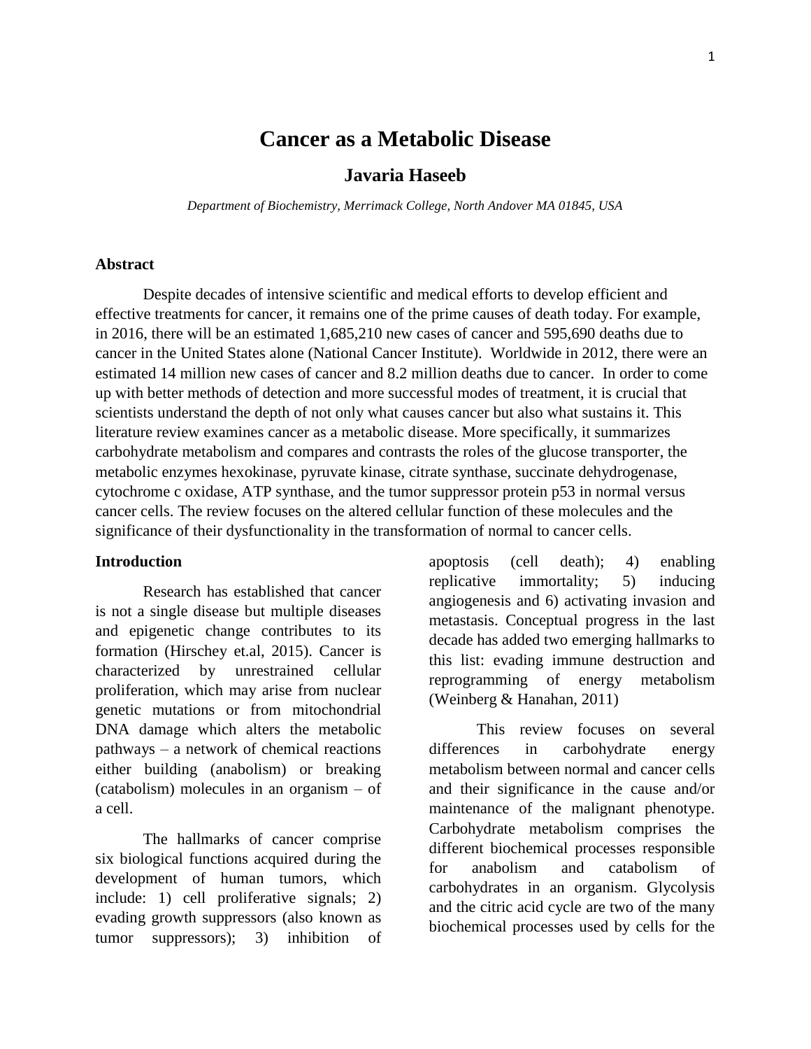# Cancer as a Metabolic Disease

## Javaria Haseeb

*Department of Biochemistry, Merrimack College, North Andover MA 01845, USA*

### Abstract

Despite decades of intensive scientific and medical efforts to develop efficient and effective treatments for cancer, it remains one of the prime causes of death today. For example, in 2016, there will be an estimated 1,685,210 new cases of cancer and 595,690 deaths due to cancer in the United States alone (National Cancer Institute). Worldwide in 2012, there were an estimated 14 million new cases of cancer and 8.2 million deaths due to cancer. In order to come up with better methods of detection and more successful modes of treatment, it is crucial that scientists understand the depth of not only what causes cancer but also what sustains it. This literature review examines cancer as a metabolic disease. More specifically, it summarizes carbohydrate metabolism and compares and contrasts the roles of the glucose transporter, the metabolic enzymes hexokinase, pyruvate kinase, citrate synthase, succinate dehydrogenase, cytochrome c oxidase, ATP synthase, and the tumor suppressor protein p53 in normal versus cancer cells. The review focuses on the altered cellular function of these molecules and the significance of their dysfunctionality in the transformation of normal to cancer cells.

### Introduction

Research has established that cancer is not a single disease but multiple diseases and epigenetic change contributes to its formation (Hirschey et.al, 2015). Cancer is characterized by unrestrained cellular proliferation, which may arise from nuclear genetic mutations or from mitochondrial DNA damage which alters the metabolic pathways – a network of chemical reactions either building (anabolism) or breaking (catabolism) molecules in an organism – of a cell.

The hallmarks of cancer comprise six biological functions acquired during the development of human tumors, which include: 1) cell proliferative signals; 2) evading growth suppressors (also known as tumor suppressors); 3) inhibition of apoptosis (cell death); 4) enabling replicative immortality; 5) inducing angiogenesis and 6) activating invasion and metastasis. Conceptual progress in the last decade has added two emerging hallmarks to this list: evading immune destruction and reprogramming of energy metabolism (Weinberg & Hanahan, 2011)

This review focuses on several differences in carbohydrate energy metabolism between normal and cancer cells and their significance in the cause and/or maintenance of the malignant phenotype. Carbohydrate metabolism comprises the different biochemical processes responsible for anabolism and catabolism of carbohydrates in an organism. Glycolysis and the citric acid cycle are two of the many biochemical processes used by cells for the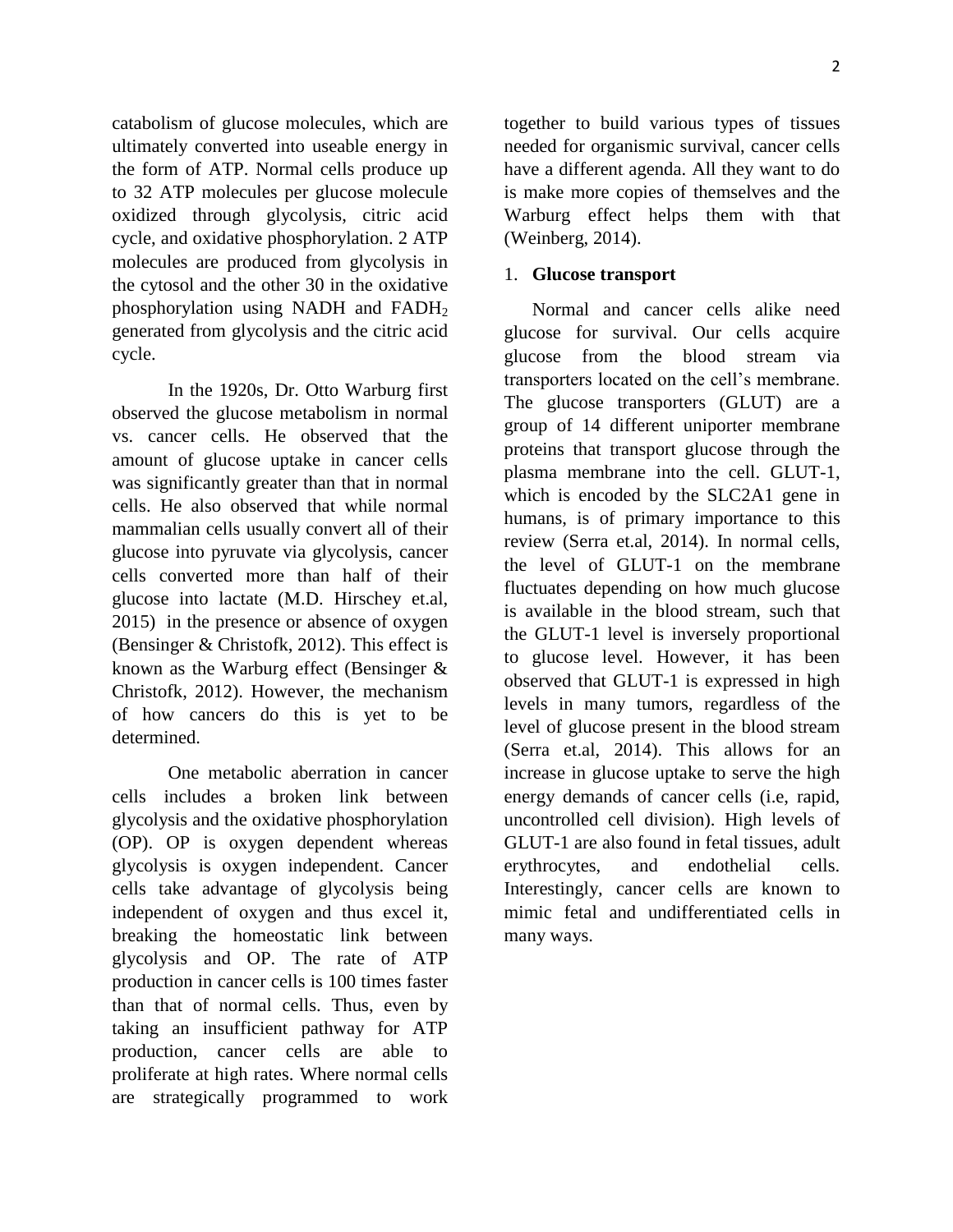catabolism of glucose molecules, which are ultimately converted into useable energy in the form of ATP. Normal cells produce up to 32 ATP molecules per glucose molecule oxidized through glycolysis, citric acid cycle, and oxidative phosphorylation. 2 ATP molecules are produced from glycolysis in the cytosol and the other 30 in the oxidative phosphorylation using NADH and $FADH_2$ generated from glycolysis and the citric acid cycle.

In the 1920s, Dr. Otto Warburg first observed the glucose metabolism in normal vs. cancer cells. He observed that the amount of glucose uptake in cancer cells was significantly greater than that in normal cells. He also observed that while normal mammalian cells usually convert all of their glucose into pyruvate via glycolysis, cancer cells converted more than half of their glucose into lactate (M.D. Hirschey et.al, 2015) in the presence or absence of oxygen (Bensinger & Christofk, 2012). This effect is known as the Warburg effect (Bensinger & Christofk, 2012). However, the mechanism of how cancers do this is yet to be determined.

One metabolic aberration in cancer cells includes a broken link between glycolysis and the oxidative phosphorylation (OP). OP is oxygen dependent whereas glycolysis is oxygen independent. Cancer cells take advantage of glycolysis being independent of oxygen and thus excel it, breaking the homeostatic link between glycolysis and OP. The rate of ATP production in cancer cells is 100 times faster than that of normal cells. Thus, even by taking an insufficient pathway for ATP production, cancer cells are able to proliferate at high rates. Where normal cells are strategically programmed to work together to build various types of tissues needed for organismic survival, cancer cells have a different agenda. All they want to do is make more copies of themselves and the Warburg effect helps them with that (Weinberg, 2014).

1. **Glucose transport**

Normal and cancer cells alike need glucose for survival. Our cells acquire glucose from the blood stream via transporters located on the cell's membrane. The glucose transporters (GLUT) are a group of 14 different uniporter membrane proteins that transport glucose through the plasma membrane into the cell. GLUT-1, which is encoded by the SLC2A1 gene in humans, is of primary importance to this review (Serra et.al, 2014). In normal cells, the level of GLUT-1 on the membrane fluctuates depending on how much glucose is available in the blood stream, such that the GLUT-1 level is inversely proportional to glucose level. However, it has been observed that GLUT-1 is expressed in high levels in many tumors, regardless of the level of glucose present in the blood stream (Serra et.al, 2014). This allows for an increase in glucose uptake to serve the high energy demands of cancer cells (i.e, rapid, uncontrolled cell division). High levels of GLUT-1 are also found in fetal tissues, adult erythrocytes, and endothelial cells. Interestingly, cancer cells are known to mimic fetal and undifferentiated cells in many ways.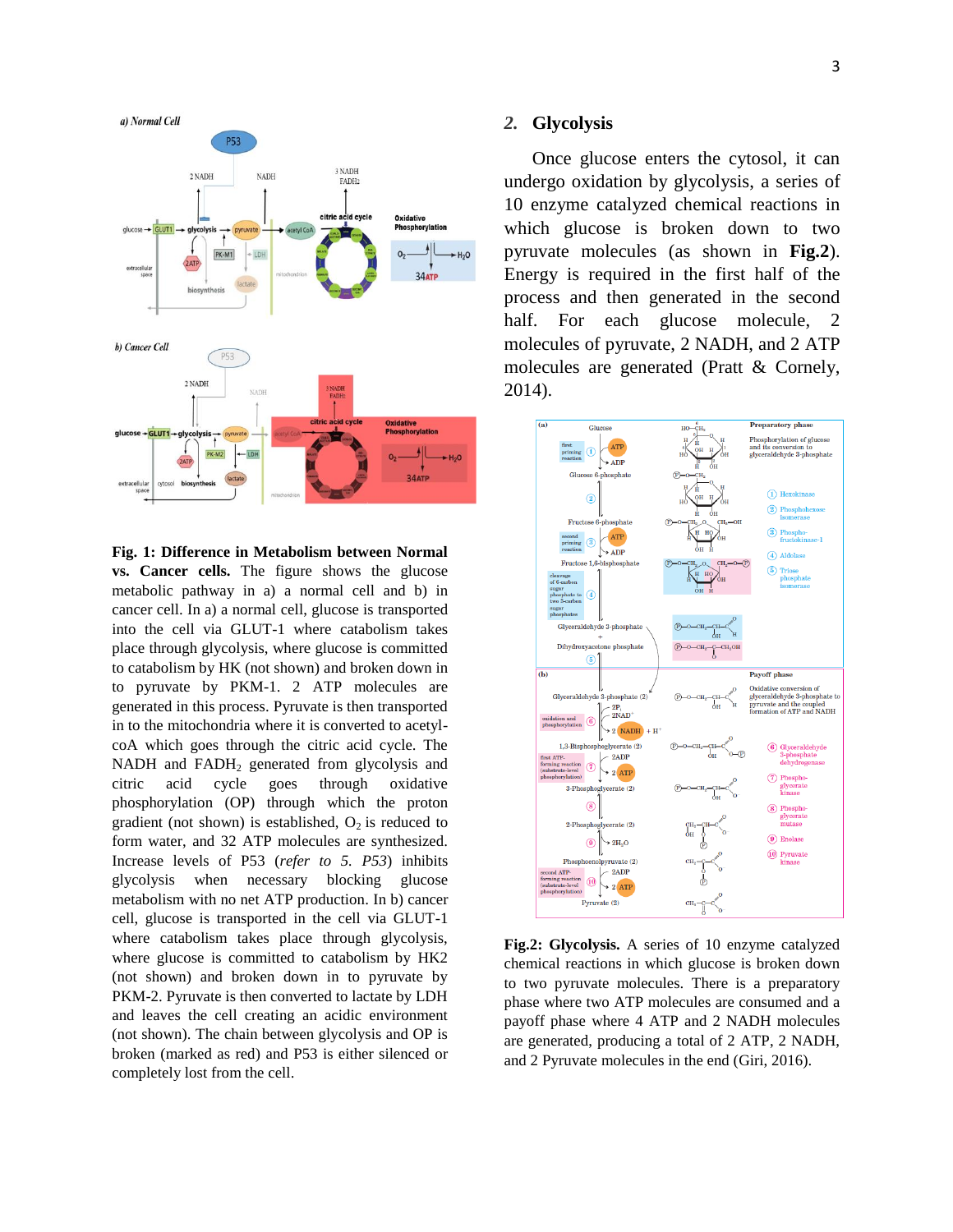**Fig. 1: Difference in Metabolism between Normal vs. Cancer cells.** The figure shows the glucose metabolic pathway in a) a normal cell and b) in cancer cell. In a) a normal cell, glucose is transported into the cell via GLUT-1 where catabolism takes place through glycolysis, where glucose is committed to catabolism by HK (not shown) and broken down in to pyruvate by PKM-1. 2 ATP molecules are generated in this process. Pyruvate is then transported in to the mitochondria where it is converted to acetyl-coA which goes through the citric acid cycle. The NADH and $FADH_2$ generated from glycolysis and citric acid cycle goes through oxidative phosphorylation (OP) through which the proton gradient (not shown) is established, $O_2$ is reduced to form water, and 32 ATP molecules are synthesized. Increase levels of P53 (*refer to 5. P53*) inhibits glycolysis when necessary blocking glucose metabolism with no net ATP production. In b) cancer cell, glucose is transported in the cell via GLUT-1 where catabolism takes place through glycolysis, where glucose is committed to catabolism by HK2 (not shown) and broken down in to pyruvate by PKM-2. Pyruvate is then converted to lactate by LDH and leaves the cell creating an acidic environment (not shown). The chain between glycolysis and OP is broken (marked as red) and P53 is either silenced or completely lost from the cell.

## 2. Glycolysis

Once glucose enters the cytosol, it can undergo oxidation by glycolysis, a series of 10 enzyme catalyzed chemical reactions in which glucose is broken down to two pyruvate molecules (as shown in **Fig.2**). Energy is required in the first half of the process and then generated in the second half. For each glucose molecule, 2 molecules of pyruvate, 2 NADH, and 2 ATP molecules are generated (Pratt & Cornely, 2014).

**Fig.2: Glycolysis.** A series of 10 enzyme catalyzed chemical reactions in which glucose is broken down to two pyruvate molecules. There is a preparatory phase where two ATP molecules are consumed and a payoff phase where 4 ATP and 2 NADH molecules are generated, producing a total of 2 ATP, 2 NADH, and 2 Pyruvate molecules in the end (Giri, 2016).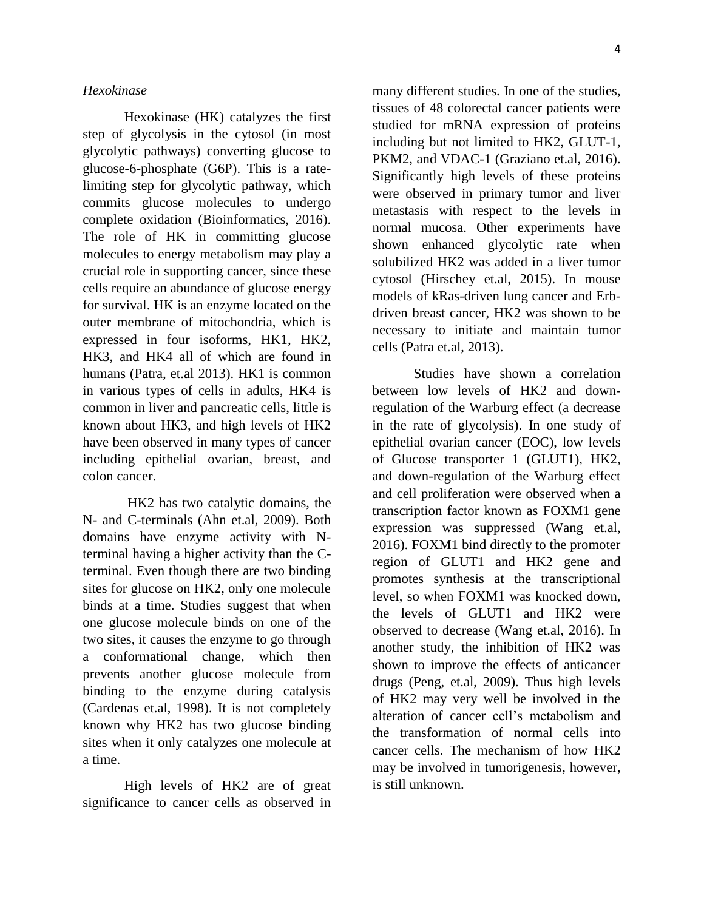*Hexokinase*

Hexokinase (HK) catalyzes the first step of glycolysis in the cytosol (in most glycolytic pathways) converting glucose to glucose-6-phosphate (G6P). This is a rate-limiting step for glycolytic pathway, which commits glucose molecules to undergo complete oxidation (Bioinformatics, 2016). The role of HK in committing glucose molecules to energy metabolism may play a crucial role in supporting cancer, since these cells require an abundance of glucose energy for survival. HK is an enzyme located on the outer membrane of mitochondria, which is expressed in four isoforms, HK1, HK2, HK3, and HK4 all of which are found in humans (Patra, et.al 2013). HK1 is common in various types of cells in adults, HK4 is common in liver and pancreatic cells, little is known about HK3, and high levels of HK2 have been observed in many types of cancer including epithelial ovarian, breast, and colon cancer.

HK2 has two catalytic domains, the N- and C-terminals (Ahn et.al, 2009). Both domains have enzyme activity with N-terminal having a higher activity than the C-terminal. Even though there are two binding sites for glucose on HK2, only one molecule binds at a time. Studies suggest that when one glucose molecule binds on one of the two sites, it causes the enzyme to go through a conformational change, which then prevents another glucose molecule from binding to the enzyme during catalysis (Cardenas et.al, 1998). It is not completely known why HK2 has two glucose binding sites when it only catalyzes one molecule at a time.

High levels of HK2 are of great significance to cancer cells as observed in many different studies. In one of the studies, tissues of 48 colorectal cancer patients were studied for mRNA expression of proteins including but not limited to HK2, GLUT-1, PKM2, and VDAC-1 (Graziano et.al, 2016). Significantly high levels of these proteins were observed in primary tumor and liver metastasis with respect to the levels in normal mucosa. Other experiments have shown enhanced glycolytic rate when solubilized HK2 was added in a liver tumor cytosol (Hirschey et.al, 2015). In mouse models of kRas-driven lung cancer and Erb-driven breast cancer, HK2 was shown to be necessary to initiate and maintain tumor cells (Patra et.al, 2013).

Studies have shown a correlation between low levels of HK2 and down-regulation of the Warburg effect (a decrease in the rate of glycolysis). In one study of epithelial ovarian cancer (EOC), low levels of Glucose transporter 1 (GLUT1), HK2, and down-regulation of the Warburg effect and cell proliferation were observed when a transcription factor known as FOXM1 gene expression was suppressed (Wang et.al, 2016). FOXM1 bind directly to the promoter region of GLUT1 and HK2 gene and promotes synthesis at the transcriptional level, so when FOXM1 was knocked down, the levels of GLUT1 and HK2 were observed to decrease (Wang et.al, 2016). In another study, the inhibition of HK2 was shown to improve the effects of anticancer drugs (Peng, et.al, 2009). Thus high levels of HK2 may very well be involved in the alteration of cancer cell's metabolism and the transformation of normal cells into cancer cells. The mechanism of how HK2 may be involved in tumorigenesis, however, is still unknown.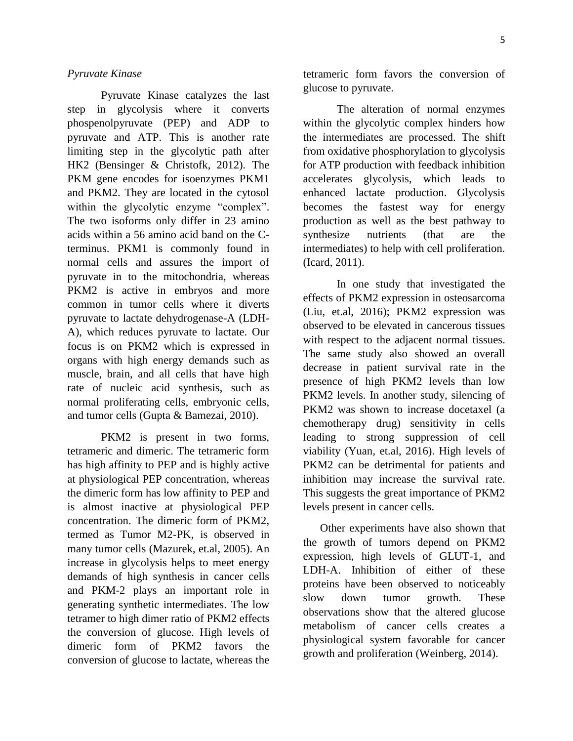*Pyruvate Kinase*

Pyruvate Kinase catalyzes the last step in glycolysis where it converts phospenolpyruvate (PEP) and ADP to pyruvate and ATP. This is another rate limiting step in the glycolytic path after HK2 (Bensinger & Christofk, 2012). The PKM gene encodes for isoenzymes PKM1 and PKM2. They are located in the cytosol within the glycolytic enzyme "complex". The two isoforms only differ in 23 amino acids within a 56 amino acid band on the C-terminus. PKM1 is commonly found in normal cells and assures the import of pyruvate in to the mitochondria, whereas PKM2 is active in embryos and more common in tumor cells where it diverts pyruvate to lactate dehydrogenase-A (LDH-A), which reduces pyruvate to lactate. Our focus is on PKM2 which is expressed in organs with high energy demands such as muscle, brain, and all cells that have high rate of nucleic acid synthesis, such as normal proliferating cells, embryonic cells, and tumor cells (Gupta & Bamezai, 2010).

PKM2 is present in two forms, tetrameric and dimeric. The tetrameric form has high affinity to PEP and is highly active at physiological PEP concentration, whereas the dimeric form has low affinity to PEP and is almost inactive at physiological PEP concentration. The dimeric form of PKM2, termed as Tumor M2-PK, is observed in many tumor cells (Mazurek, et.al, 2005). An increase in glycolysis helps to meet energy demands of high synthesis in cancer cells and PKM-2 plays an important role in generating synthetic intermediates. The low tetramer to high dimer ratio of PKM2 effects the conversion of glucose. High levels of dimeric form of PKM2 favors the conversion of glucose to lactate, whereas the tetrameric form favors the conversion of glucose to pyruvate.

The alteration of normal enzymes within the glycolytic complex hinders how the intermediates are processed. The shift from oxidative phosphorylation to glycolysis for ATP production with feedback inhibition accelerates glycolysis, which leads to enhanced lactate production. Glycolysis becomes the fastest way for energy production as well as the best pathway to synthesize nutrients (that are the intermediates) to help with cell proliferation. (Icard, 2011).

In one study that investigated the effects of PKM2 expression in osteosarcoma (Liu, et.al, 2016); PKM2 expression was observed to be elevated in cancerous tissues with respect to the adjacent normal tissues. The same study also showed an overall decrease in patient survival rate in the presence of high PKM2 levels than low PKM2 levels. In another study, silencing of PKM2 was shown to increase docetaxel (a chemotherapy drug) sensitivity in cells leading to strong suppression of cell viability (Yuan, et.al, 2016). High levels of PKM2 can be detrimental for patients and inhibition may increase the survival rate. This suggests the great importance of PKM2 levels present in cancer cells.

Other experiments have also shown that the growth of tumors depend on PKM2 expression, high levels of GLUT-1, and LDH-A. Inhibition of either of these proteins have been observed to noticeably slow down tumor growth. These observations show that the altered glucose metabolism of cancer cells creates a physiological system favorable for cancer growth and proliferation (Weinberg, 2014).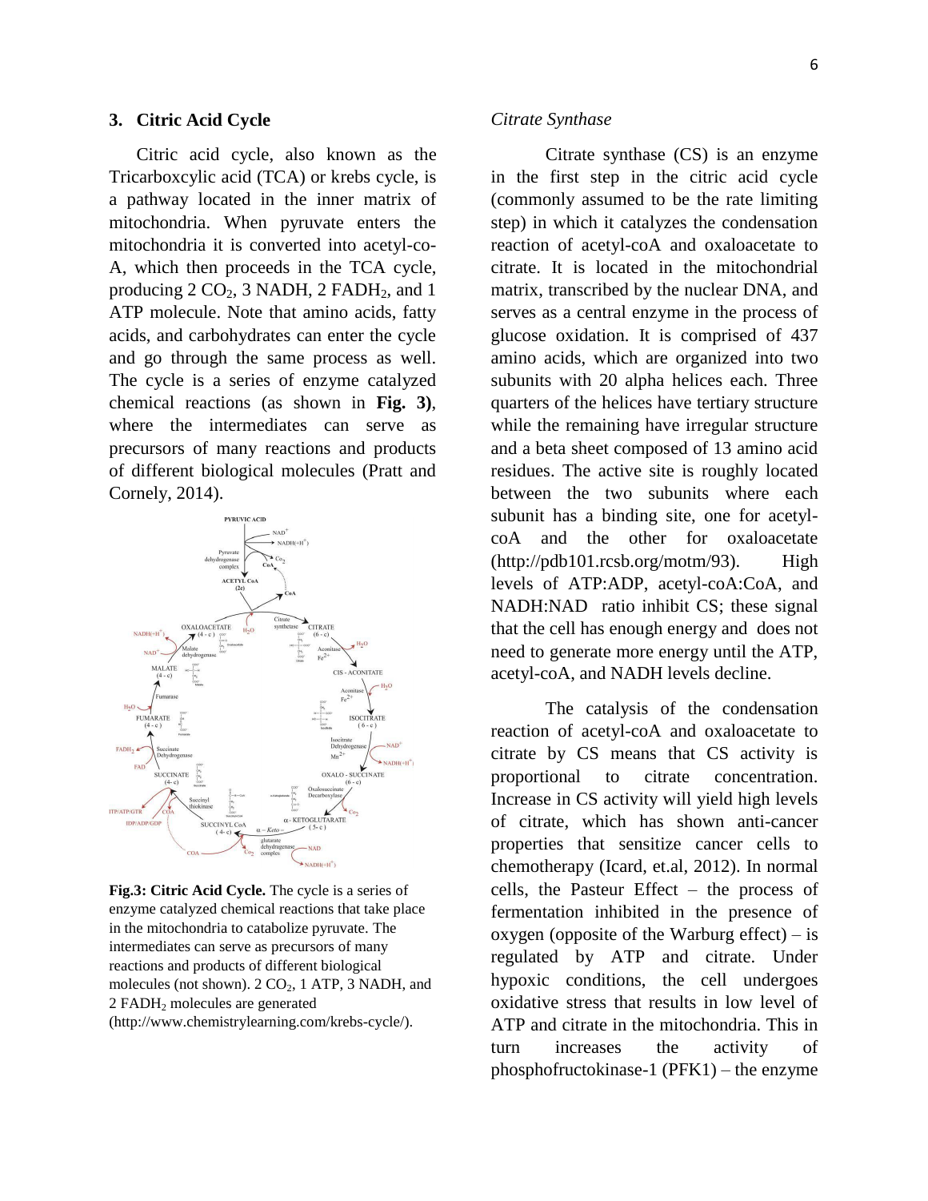## 3. Citric Acid Cycle

Citric acid cycle, also known as the Tricarboxcylic acid (TCA) or krebs cycle, is a pathway located in the inner matrix of mitochondria. When pyruvate enters the mitochondria it is converted into acetyl-co-A, which then proceeds in the TCA cycle, producing 2 $CO_2$, 3 NADH, 2 $FADH_2$, and 1 ATP molecule. Note that amino acids, fatty acids, and carbohydrates can enter the cycle and go through the same process as well. The cycle is a series of enzyme catalyzed chemical reactions (as shown in **Fig. 3)**, where the intermediates can serve as precursors of many reactions and products of different biological molecules (Pratt and Cornely, 2014).

**Fig.3: Citric Acid Cycle.** The cycle is a series of enzyme catalyzed chemical reactions that take place in the mitochondria to catabolize pyruvate. The intermediates can serve as precursors of many reactions and products of different biological molecules (not shown). 2 $CO_2$, 1 ATP, 3 NADH, and 2 $FADH_2$ molecules are generated (http://www.chemistrylearning.com/krebs-cycle/).

### *Citrate Synthase*

Citrate synthase (CS) is an enzyme in the first step in the citric acid cycle (commonly assumed to be the rate limiting step) in which it catalyzes the condensation reaction of acetyl-coA and oxaloacetate to citrate. It is located in the mitochondrial matrix, transcribed by the nuclear DNA, and serves as a central enzyme in the process of glucose oxidation. It is comprised of 437 amino acids, which are organized into two subunits with 20 alpha helices each. Three quarters of the helices have tertiary structure while the remaining have irregular structure and a beta sheet composed of 13 amino acid residues. The active site is roughly located between the two subunits where each subunit has a binding site, one for acetyl-coA and the other for oxaloacetate (http://pdb101.rcsb.org/motm/93). High levels of ATP:ADP, acetyl-coA:CoA, and NADH:NAD ratio inhibit CS; these signal that the cell has enough energy and does not need to generate more energy until the ATP, acetyl-coA, and NADH levels decline.

The catalysis of the condensation reaction of acetyl-coA and oxaloacetate to citrate by CS means that CS activity is proportional to citrate concentration. Increase in CS activity will yield high levels of citrate, which has shown anti-cancer properties that sensitize cancer cells to chemotherapy (Icard, et.al, 2012). In normal cells, the Pasteur Effect – the process of fermentation inhibited in the presence of oxygen (opposite of the Warburg effect) – is regulated by ATP and citrate. Under hypoxic conditions, the cell undergoes oxidative stress that results in low level of ATP and citrate in the mitochondria. This in turn increases the activity of phosphofructokinase-1 (PFK1) – the enzyme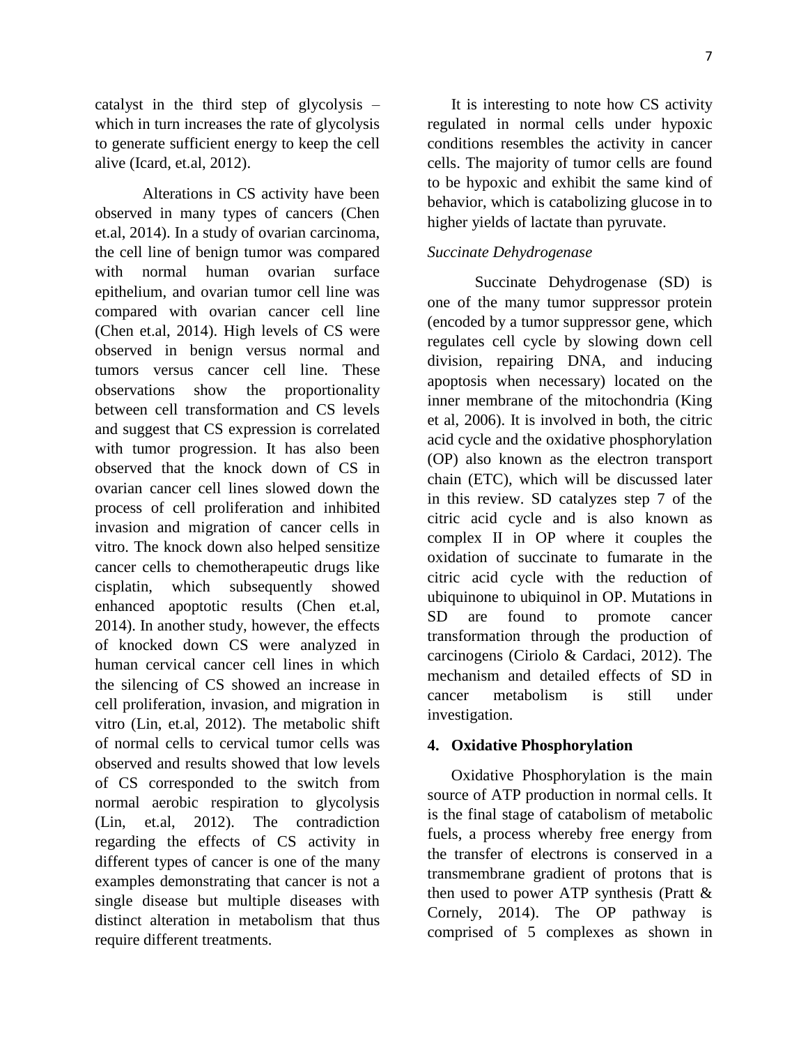catalyst in the third step of glycolysis – which in turn increases the rate of glycolysis to generate sufficient energy to keep the cell alive (Icard, et.al, 2012).

Alterations in CS activity have been observed in many types of cancers (Chen et.al, 2014). In a study of ovarian carcinoma, the cell line of benign tumor was compared with normal human ovarian surface epithelium, and ovarian tumor cell line was compared with ovarian cancer cell line (Chen et.al, 2014). High levels of CS were observed in benign versus normal and tumors versus cancer cell line. These observations show the proportionality between cell transformation and CS levels and suggest that CS expression is correlated with tumor progression. It has also been observed that the knock down of CS in ovarian cancer cell lines slowed down the process of cell proliferation and inhibited invasion and migration of cancer cells in vitro. The knock down also helped sensitize cancer cells to chemotherapeutic drugs like cisplatin, which subsequently showed enhanced apoptotic results (Chen et.al, 2014). In another study, however, the effects of knocked down CS were analyzed in human cervical cancer cell lines in which the silencing of CS showed an increase in cell proliferation, invasion, and migration in vitro (Lin, et.al, 2012). The metabolic shift of normal cells to cervical tumor cells was observed and results showed that low levels of CS corresponded to the switch from normal aerobic respiration to glycolysis (Lin, et.al, 2012). The contradiction regarding the effects of CS activity in different types of cancer is one of the many examples demonstrating that cancer is not a single disease but multiple diseases with distinct alteration in metabolism that thus require different treatments.

It is interesting to note how CS activity regulated in normal cells under hypoxic conditions resembles the activity in cancer cells. The majority of tumor cells are found to be hypoxic and exhibit the same kind of behavior, which is catabolizing glucose in to higher yields of lactate than pyruvate.

*Succinate Dehydrogenase*

Succinate Dehydrogenase (SD) is one of the many tumor suppressor protein (encoded by a tumor suppressor gene, which regulates cell cycle by slowing down cell division, repairing DNA, and inducing apoptosis when necessary) located on the inner membrane of the mitochondria (King et al, 2006). It is involved in both, the citric acid cycle and the oxidative phosphorylation (OP) also known as the electron transport chain (ETC), which will be discussed later in this review. SD catalyzes step 7 of the citric acid cycle and is also known as complex II in OP where it couples the oxidation of succinate to fumarate in the citric acid cycle with the reduction of ubiquinone to ubiquinol in OP. Mutations in SD are found to promote cancer transformation through the production of carcinogens (Ciriolo & Cardaci, 2012). The mechanism and detailed effects of SD in cancer metabolism is still under investigation.

## 4. Oxidative Phosphorylation

Oxidative Phosphorylation is the main source of ATP production in normal cells. It is the final stage of catabolism of metabolic fuels, a process whereby free energy from the transfer of electrons is conserved in a transmembrane gradient of protons that is then used to power ATP synthesis (Pratt & Cornely, 2014). The OP pathway is comprised of 5 complexes as shown in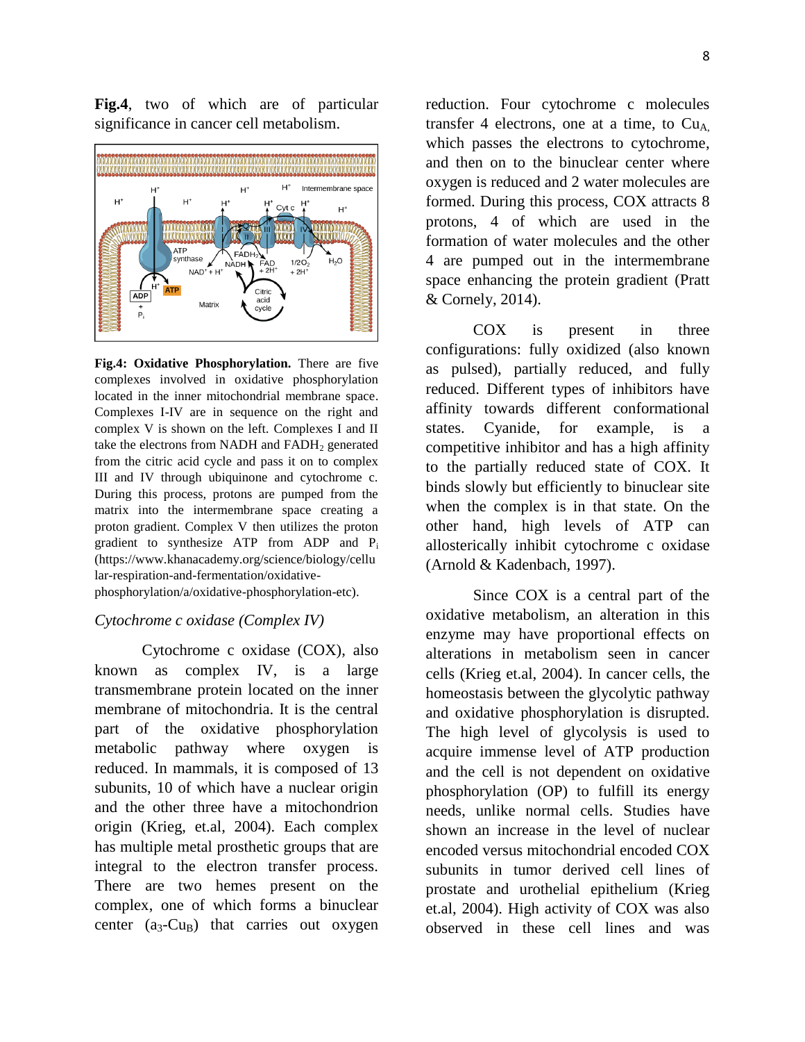**Fig.4**, two of which are of particular significance in cancer cell metabolism.

**Fig.4: Oxidative Phosphorylation.** There are five complexes involved in oxidative phosphorylation located in the inner mitochondrial membrane space. Complexes I-IV are in sequence on the right and complex V is shown on the left. Complexes I and II take the electrons from NADH and $FADH_2$ generated from the citric acid cycle and pass it on to complex III and IV through ubiquinone and cytochrome c. During this process, protons are pumped from the matrix into the intermembrane space creating a proton gradient. Complex V then utilizes the proton gradient to synthesize ATP from ADP and $P_i$ (https://www.khanacademy.org/science/biology/cellular-respiration-and-fermentation/oxidative-phosphorylation/a/oxidative-phosphorylation-etc).

### *Cytochrome c oxidase (Complex IV)*

Cytochrome c oxidase (COX), also known as complex IV, is a large transmembrane protein located on the inner membrane of mitochondria. It is the central part of the oxidative phosphorylation metabolic pathway where oxygen is reduced. In mammals, it is composed of 13 subunits, 10 of which have a nuclear origin and the other three have a mitochondrion origin (Krieg, et.al, 2004). Each complex has multiple metal prosthetic groups that are integral to the electron transfer process. There are two hemes present on the complex, one of which forms a binuclear center ($a_3$-$Cu_B$) that carries out oxygen reduction. Four cytochrome c molecules transfer 4 electrons, one at a time, to $Cu_A$, which passes the electrons to cytochrome, and then on to the binuclear center where oxygen is reduced and 2 water molecules are formed. During this process, COX attracts 8 protons, 4 of which are used in the formation of water molecules and the other 4 are pumped out in the intermembrane space enhancing the protein gradient (Pratt & Cornely, 2014).

COX is present in three configurations: fully oxidized (also known as pulsed), partially reduced, and fully reduced. Different types of inhibitors have affinity towards different conformational states. Cyanide, for example, is a competitive inhibitor and has a high affinity to the partially reduced state of COX. It binds slowly but efficiently to binuclear site when the complex is in that state. On the other hand, high levels of ATP can allosterically inhibit cytochrome c oxidase (Arnold & Kadenbach, 1997).

Since COX is a central part of the oxidative metabolism, an alteration in this enzyme may have proportional effects on alterations in metabolism seen in cancer cells (Krieg et.al, 2004). In cancer cells, the homeostasis between the glycolytic pathway and oxidative phosphorylation is disrupted. The high level of glycolysis is used to acquire immense level of ATP production and the cell is not dependent on oxidative phosphorylation (OP) to fulfill its energy needs, unlike normal cells. Studies have shown an increase in the level of nuclear encoded versus mitochondrial encoded COX subunits in tumor derived cell lines of prostate and urothelial epithelium (Krieg et.al, 2004). High activity of COX was also observed in these cell lines and was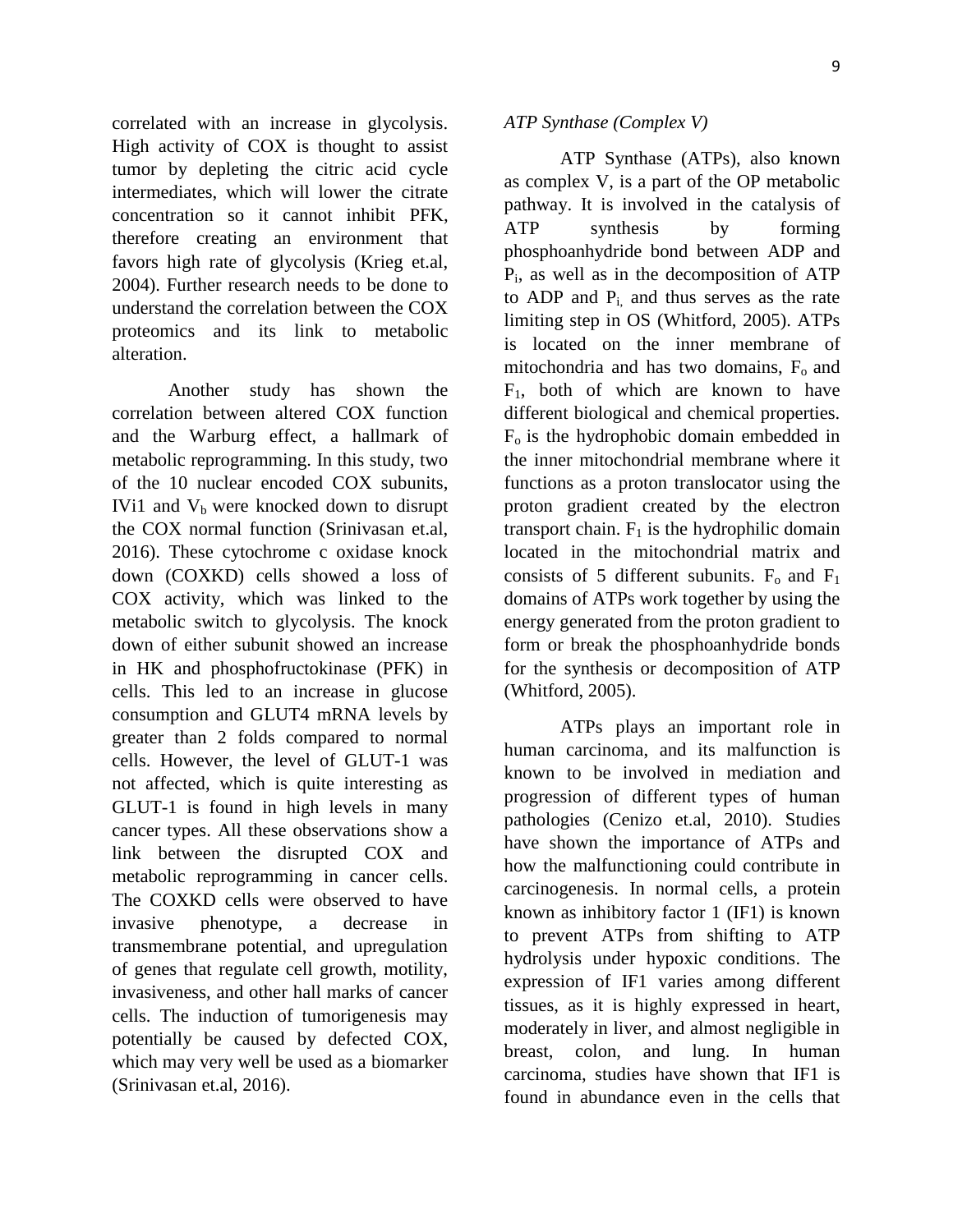correlated with an increase in glycolysis. High activity of COX is thought to assist tumor by depleting the citric acid cycle intermediates, which will lower the citrate concentration so it cannot inhibit PFK, therefore creating an environment that favors high rate of glycolysis (Krieg et.al, 2004). Further research needs to be done to understand the correlation between the COX proteomics and its link to metabolic alteration.

Another study has shown the correlation between altered COX function and the Warburg effect, a hallmark of metabolic reprogramming. In this study, two of the 10 nuclear encoded COX subunits, IVi1 and $V_b$ were knocked down to disrupt the COX normal function (Srinivasan et.al, 2016). These cytochrome c oxidase knock down (COXKD) cells showed a loss of COX activity, which was linked to the metabolic switch to glycolysis. The knock down of either subunit showed an increase in HK and phosphofructokinase (PFK) in cells. This led to an increase in glucose consumption and GLUT4 mRNA levels by greater than 2 folds compared to normal cells. However, the level of GLUT-1 was not affected, which is quite interesting as GLUT-1 is found in high levels in many cancer types. All these observations show a link between the disrupted COX and metabolic reprogramming in cancer cells. The COXKD cells were observed to have invasive phenotype, a decrease in transmembrane potential, and upregulation of genes that regulate cell growth, motility, invasiveness, and other hall marks of cancer cells. The induction of tumorigenesis may potentially be caused by defected COX, which may very well be used as a biomarker (Srinivasan et.al, 2016).

*ATP Synthase (Complex V)*

ATP Synthase (ATPs), also known as complex V, is a part of the OP metabolic pathway. It is involved in the catalysis of ATP synthesis by forming phosphoanhydride bond between ADP and $P_i$, as well as in the decomposition of ATP to ADP and $P_i$, and thus serves as the rate limiting step in OS (Whitford, 2005). ATPs is located on the inner membrane of mitochondria and has two domains, $F_o$ and $F_1$, both of which are known to have different biological and chemical properties. $F_o$ is the hydrophobic domain embedded in the inner mitochondrial membrane where it functions as a proton translocator using the proton gradient created by the electron transport chain. $F_1$ is the hydrophilic domain located in the mitochondrial matrix and consists of 5 different subunits. $F_o$ and $F_1$ domains of ATPs work together by using the energy generated from the proton gradient to form or break the phosphoanhydride bonds for the synthesis or decomposition of ATP (Whitford, 2005).

ATPs plays an important role in human carcinoma, and its malfunction is known to be involved in mediation and progression of different types of human pathologies (Cenizo et.al, 2010). Studies have shown the importance of ATPs and how the malfunctioning could contribute in carcinogenesis. In normal cells, a protein known as inhibitory factor 1 (IF1) is known to prevent ATPs from shifting to ATP hydrolysis under hypoxic conditions. The expression of IF1 varies among different tissues, as it is highly expressed in heart, moderately in liver, and almost negligible in breast, colon, and lung. In human carcinoma, studies have shown that IF1 is found in abundance even in the cells that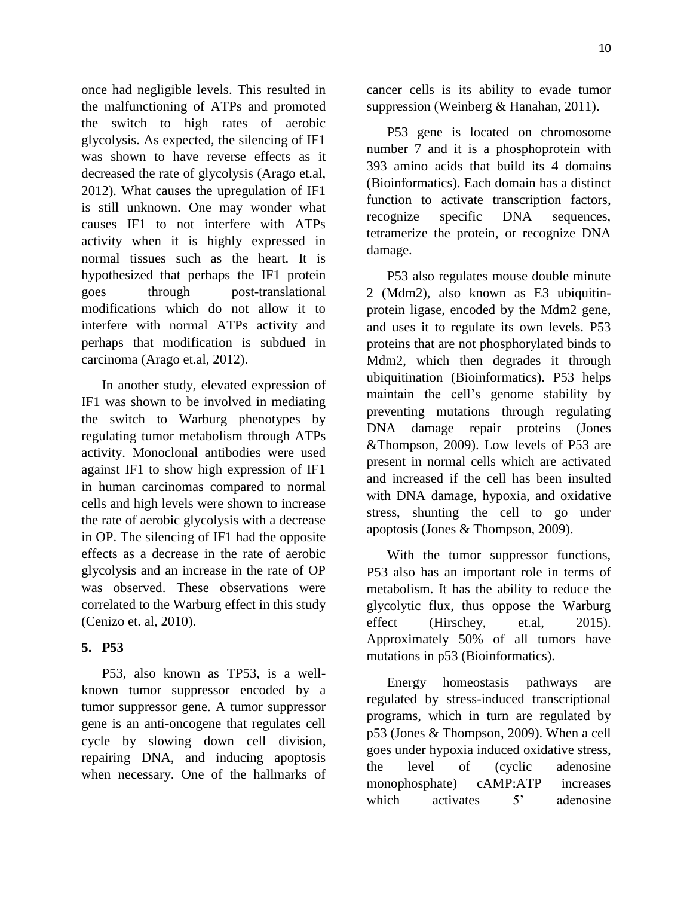once had negligible levels. This resulted in the malfunctioning of ATPs and promoted the switch to high rates of aerobic glycolysis. As expected, the silencing of IF1 was shown to have reverse effects as it decreased the rate of glycolysis (Arago et.al, 2012). What causes the upregulation of IF1 is still unknown. One may wonder what causes IF1 to not interfere with ATPs activity when it is highly expressed in normal tissues such as the heart. It is hypothesized that perhaps the IF1 protein goes through post-translational modifications which do not allow it to interfere with normal ATPs activity and perhaps that modification is subdued in carcinoma (Arago et.al, 2012).

In another study, elevated expression of IF1 was shown to be involved in mediating the switch to Warburg phenotypes by regulating tumor metabolism through ATPs activity. Monoclonal antibodies were used against IF1 to show high expression of IF1 in human carcinomas compared to normal cells and high levels were shown to increase the rate of aerobic glycolysis with a decrease in OP. The silencing of IF1 had the opposite effects as a decrease in the rate of aerobic glycolysis and an increase in the rate of OP was observed. These observations were correlated to the Warburg effect in this study (Cenizo et. al, 2010).

## 5. P53

P53, also known as TP53, is a well-known tumor suppressor encoded by a tumor suppressor gene. A tumor suppressor gene is an anti-oncogene that regulates cell cycle by slowing down cell division, repairing DNA, and inducing apoptosis when necessary. One of the hallmarks of cancer cells is its ability to evade tumor suppression (Weinberg & Hanahan, 2011).

P53 gene is located on chromosome number 7 and it is a phosphoprotein with 393 amino acids that build its 4 domains (Bioinformatics). Each domain has a distinct function to activate transcription factors, recognize specific DNA sequences, tetramerize the protein, or recognize DNA damage.

P53 also regulates mouse double minute 2 (Mdm2), also known as E3 ubiquitin-protein ligase, encoded by the Mdm2 gene, and uses it to regulate its own levels. P53 proteins that are not phosphorylated binds to Mdm2, which then degrades it through ubiquitination (Bioinformatics). P53 helps maintain the cell's genome stability by preventing mutations through regulating DNA damage repair proteins (Jones &Thompson, 2009). Low levels of P53 are present in normal cells which are activated and increased if the cell has been insulted with DNA damage, hypoxia, and oxidative stress, shunting the cell to go under apoptosis (Jones & Thompson, 2009).

With the tumor suppressor functions, P53 also has an important role in terms of metabolism. It has the ability to reduce the glycolytic flux, thus oppose the Warburg effect (Hirschey, et.al, 2015). Approximately 50% of all tumors have mutations in p53 (Bioinformatics).

Energy homeostasis pathways are regulated by stress-induced transcriptional programs, which in turn are regulated by p53 (Jones & Thompson, 2009). When a cell goes under hypoxia induced oxidative stress, the level of (cyclic adenosine monophosphate) cAMP:ATP increases which activates 5' adenosine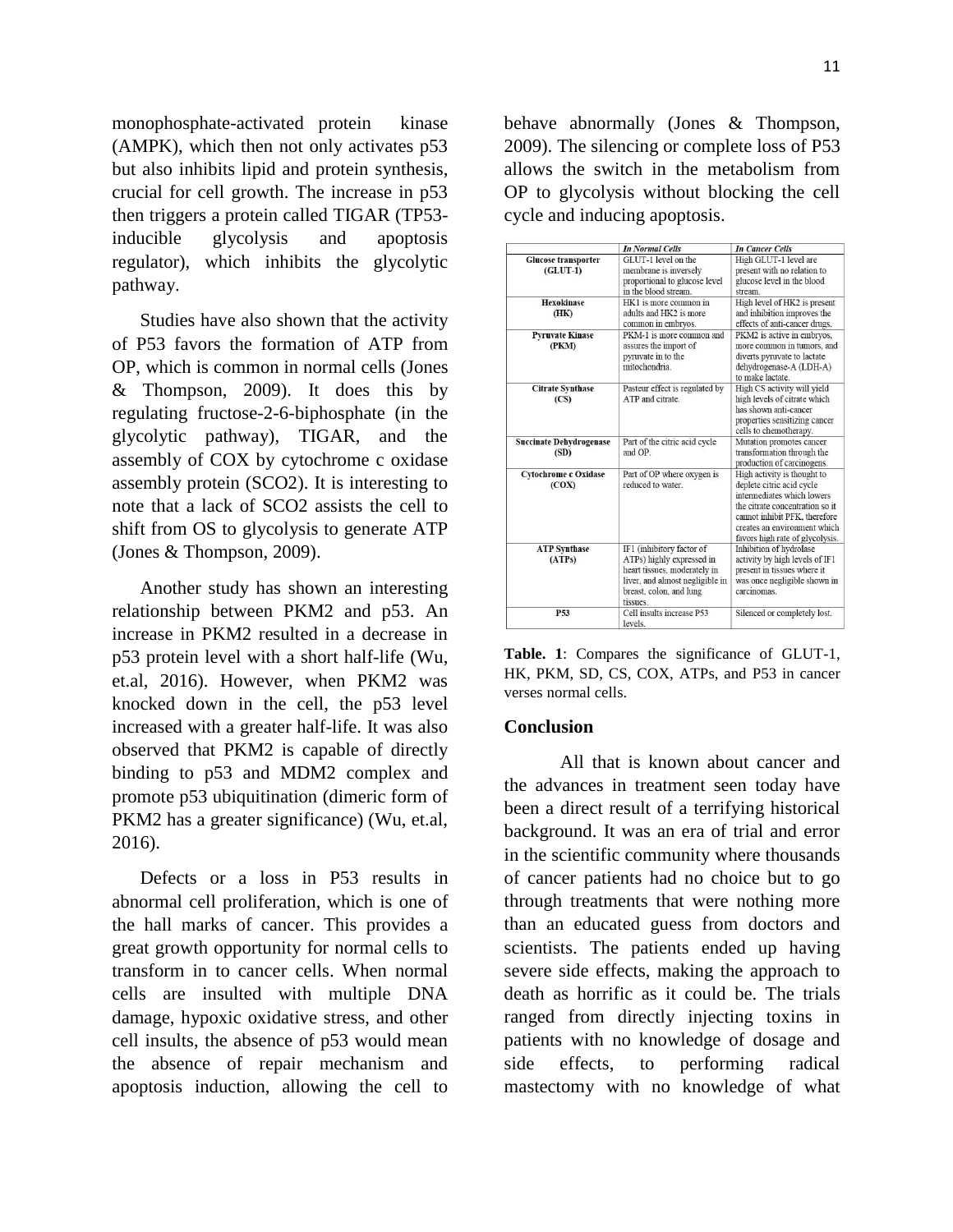monophosphate-activated protein kinase (AMPK), which then not only activates p53 but also inhibits lipid and protein synthesis, crucial for cell growth. The increase in p53 then triggers a protein called TIGAR (TP53-inducible glycolysis and apoptosis regulator), which inhibits the glycolytic pathway.

Studies have also shown that the activity of P53 favors the formation of ATP from OP, which is common in normal cells (Jones & Thompson, 2009). It does this by regulating fructose-2-6-biphosphate (in the glycolytic pathway), TIGAR, and the assembly of COX by cytochrome c oxidase assembly protein (SCO2). It is interesting to note that a lack of SCO2 assists the cell to shift from OS to glycolysis to generate ATP (Jones & Thompson, 2009).

Another study has shown an interesting relationship between PKM2 and p53. An increase in PKM2 resulted in a decrease in p53 protein level with a short half-life (Wu, et.al, 2016). However, when PKM2 was knocked down in the cell, the p53 level increased with a greater half-life. It was also observed that PKM2 is capable of directly binding to p53 and MDM2 complex and promote p53 ubiquitination (dimeric form of PKM2 has a greater significance) (Wu, et.al, 2016).

Defects or a loss in P53 results in abnormal cell proliferation, which is one of the hall marks of cancer. This provides a great growth opportunity for normal cells to transform in to cancer cells. When normal cells are insulted with multiple DNA damage, hypoxic oxidative stress, and other cell insults, the absence of p53 would mean the absence of repair mechanism and apoptosis induction, allowing the cell to behave abnormally (Jones & Thompson, 2009). The silencing or complete loss of P53 allows the switch in the metabolism from OP to glycolysis without blocking the cell cycle and inducing apoptosis.

| | *In Normal Cells* | *In Cancer Cells* |
|---|---|---|
| **Glucose transporter (GLUT-1)** | GLUT-1 level on the membrane is inversely proportional to glucose level in the blood stream. | High GLUT-1 level are present with no relation to glucose level in the blood stream. |
| **Hexokinase (HK)** | HK1 is more common in adults and HK2 is more common in embryos. | High level of HK2 is present and inhibition improves the effects of anti-cancer drugs. |
| **Pyruvate Kinase (PKM)** | PKM-1 is more common and assures the import of pyruvate in to the mitochondria. | PKM2 is active in embryos, more common in tumors, and diverts pyruvate to lactate dehydrogenase-A (LDH-A) to make lactate. |
| **Citrate Synthase (CS)** | Pasteur effect is regulated by ATP and citrate. | High CS activity will yield high levels of citrate which has shown anti-cancer properties sensitizing cancer cells to chemotherapy. |
| **Succinate Dehydrogenase (SD)** | Part of the citric acid cycle and OP. | Mutation promotes cancer transformation through the production of carcinogens. |
| **Cytochrome c Oxidase (COX)** | Part of OP where oxygen is reduced to water. | High activity is thought to deplete citric acid cycle intermediates which lowers the citrate concentration so it cannot inhibit PFK, therefore creates an environment which favors high rate of glycolysis. |
| **ATP Synthase (ATPs)** | IF1 (inhibitory factor of ATPs) highly expressed in heart tissues, moderately in liver, and almost negligible in breast, colon, and lung tissues. | Inhibition of hydrolase activity by high levels of IF1 present in tissues where it was once negligible shown in carcinomas. |
| **P53** | Cell insults increase P53 levels. | Silenced or completely lost. |

**Table. 1**: Compares the significance of GLUT-1, HK, PKM, SD, CS, COX, ATPs, and P53 in cancer verses normal cells.

## Conclusion

All that is known about cancer and the advances in treatment seen today have been a direct result of a terrifying historical background. It was an era of trial and error in the scientific community where thousands of cancer patients had no choice but to go through treatments that were nothing more than an educated guess from doctors and scientists. The patients ended up having severe side effects, making the approach to death as horrific as it could be. The trials ranged from directly injecting toxins in patients with no knowledge of dosage and side effects, to performing radical mastectomy with no knowledge of what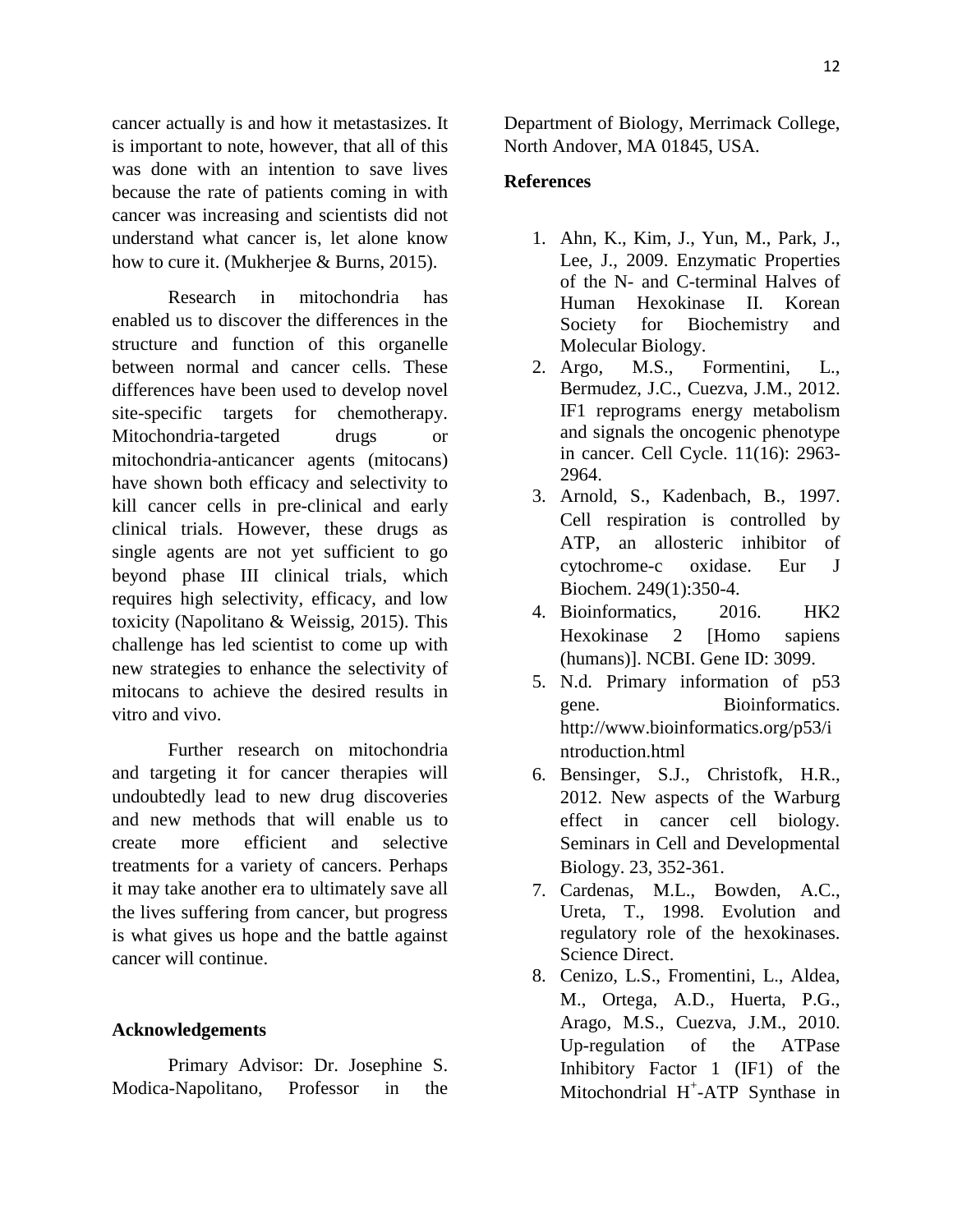cancer actually is and how it metastasizes. It is important to note, however, that all of this was done with an intention to save lives because the rate of patients coming in with cancer was increasing and scientists did not understand what cancer is, let alone know how to cure it. (Mukherjee & Burns, 2015).

Research in mitochondria has enabled us to discover the differences in the structure and function of this organelle between normal and cancer cells. These differences have been used to develop novel site-specific targets for chemotherapy. Mitochondria-targeted drugs or mitochondria-anticancer agents (mitocans) have shown both efficacy and selectivity to kill cancer cells in pre-clinical and early clinical trials. However, these drugs as single agents are not yet sufficient to go beyond phase III clinical trials, which requires high selectivity, efficacy, and low toxicity (Napolitano & Weissig, 2015). This challenge has led scientist to come up with new strategies to enhance the selectivity of mitocans to achieve the desired results in vitro and vivo.

Further research on mitochondria and targeting it for cancer therapies will undoubtedly lead to new drug discoveries and new methods that will enable us to create more efficient and selective treatments for a variety of cancers. Perhaps it may take another era to ultimately save all the lives suffering from cancer, but progress is what gives us hope and the battle against cancer will continue.

## Acknowledgements

Primary Advisor: Dr. Josephine S. Modica-Napolitano, Professor in the Department of Biology, Merrimack College, North Andover, MA 01845, USA.

## References

1. Ahn, K., Kim, J., Yun, M., Park, J., Lee, J., 2009. Enzymatic Properties of the N- and C-terminal Halves of Human Hexokinase II. Korean Society for Biochemistry and Molecular Biology.
2. Argo, M.S., Formentini, L., Bermudez, J.C., Cuezva, J.M., 2012. IF1 reprograms energy metabolism and signals the oncogenic phenotype in cancer. Cell Cycle. 11(16): 2963-2964.
3. Arnold, S., Kadenbach, B., 1997. Cell respiration is controlled by ATP, an allosteric inhibitor of cytochrome-c oxidase. Eur J Biochem. 249(1):350-4.
4. Bioinformatics, 2016. HK2 Hexokinase 2 [Homo sapiens (humans)]. NCBI. Gene ID: 3099.
5. N.d. Primary information of p53 gene. Bioinformatics. http://www.bioinformatics.org/p53/introduction.html
6. Bensinger, S.J., Christofk, H.R., 2012. New aspects of the Warburg effect in cancer cell biology. Seminars in Cell and Developmental Biology. 23, 352-361.
7. Cardenas, M.L., Bowden, A.C., Ureta, T., 1998. Evolution and regulatory role of the hexokinases. Science Direct.
8. Cenizo, L.S., Fromentini, L., Aldea, M., Ortega, A.D., Huerta, P.G., Arago, M.S., Cuezva, J.M., 2010. Up-regulation of the ATPase Inhibitory Factor 1 (IF1) of the Mitochondrial $H^+$-ATP Synthase in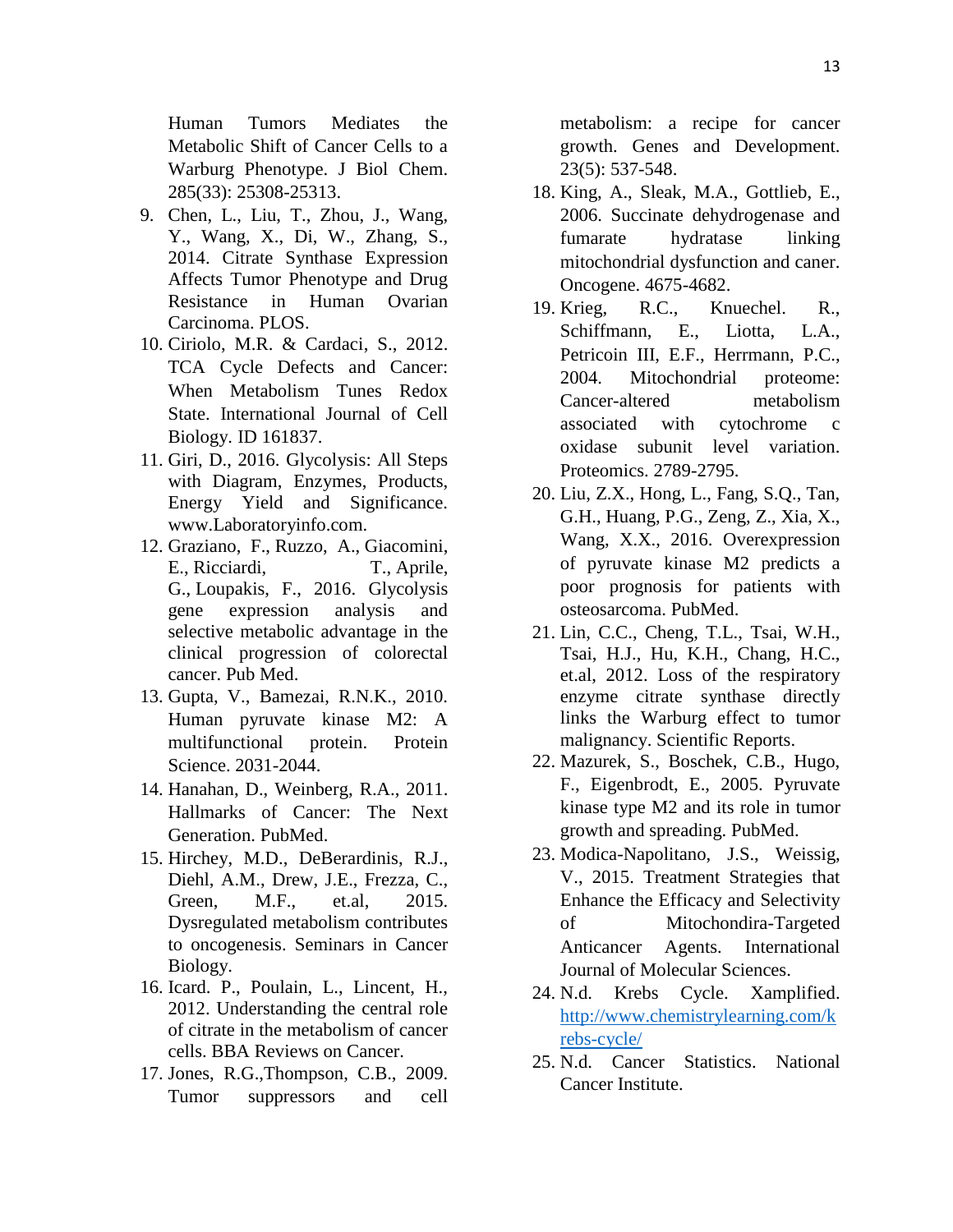Human Tumors Mediates the Metabolic Shift of Cancer Cells to a Warburg Phenotype. J Biol Chem. 285(33): 25308-25313.

9. Chen, L., Liu, T., Zhou, J., Wang, Y., Wang, X., Di, W., Zhang, S., 2014. Citrate Synthase Expression Affects Tumor Phenotype and Drug Resistance in Human Ovarian Carcinoma. PLOS.
10. Ciriolo, M.R. & Cardaci, S., 2012. TCA Cycle Defects and Cancer: When Metabolism Tunes Redox State. International Journal of Cell Biology. ID 161837.
11. Giri, D., 2016. Glycolysis: All Steps with Diagram, Enzymes, Products, Energy Yield and Significance. www.Laboratoryinfo.com.
12. Graziano, F., Ruzzo, A., Giacomini, E., Ricciardi, T., Aprile, G., Loupakis, F., 2016. Glycolysis gene expression analysis and selective metabolic advantage in the clinical progression of colorectal cancer. Pub Med.
13. Gupta, V., Bamezai, R.N.K., 2010. Human pyruvate kinase M2: A multifunctional protein. Protein Science. 2031-2044.
14. Hanahan, D., Weinberg, R.A., 2011. Hallmarks of Cancer: The Next Generation. PubMed.
15. Hirchey, M.D., DeBerardinis, R.J., Diehl, A.M., Drew, J.E., Frezza, C., Green, M.F., et.al, 2015. Dysregulated metabolism contributes to oncogenesis. Seminars in Cancer Biology.
16. Icard. P., Poulain, L., Lincent, H., 2012. Understanding the central role of citrate in the metabolism of cancer cells. BBA Reviews on Cancer.
17. Jones, R.G.,Thompson, C.B., 2009. Tumor suppressors and cell metabolism: a recipe for cancer growth. Genes and Development. 23(5): 537-548.
18. King, A., Sleak, M.A., Gottlieb, E., 2006. Succinate dehydrogenase and fumarate hydratase linking mitochondrial dysfunction and caner. Oncogene. 4675-4682.
19. Krieg, R.C., Knuechel. R., Schiffmann, E., Liotta, L.A., Petricoin III, E.F., Herrmann, P.C., 2004. Mitochondrial proteome: Cancer-altered metabolism associated with cytochrome c oxidase subunit level variation. Proteomics. 2789-2795.
20. Liu, Z.X., Hong, L., Fang, S.Q., Tan, G.H., Huang, P.G., Zeng, Z., Xia, X., Wang, X.X., 2016. Overexpression of pyruvate kinase M2 predicts a poor prognosis for patients with osteosarcoma. PubMed.
21. Lin, C.C., Cheng, T.L., Tsai, W.H., Tsai, H.J., Hu, K.H., Chang, H.C., et.al, 2012. Loss of the respiratory enzyme citrate synthase directly links the Warburg effect to tumor malignancy. Scientific Reports.
22. Mazurek, S., Boschek, C.B., Hugo, F., Eigenbrodt, E., 2005. Pyruvate kinase type M2 and its role in tumor growth and spreading. PubMed.
23. Modica-Napolitano, J.S., Weissig, V., 2015. Treatment Strategies that Enhance the Efficacy and Selectivity of Mitochondira-Targeted Anticancer Agents. International Journal of Molecular Sciences.
24. N.d. Krebs Cycle. Xamplified. http://www.chemistrylearning.com/krebs-cycle/
25. N.d. Cancer Statistics. National Cancer Institute.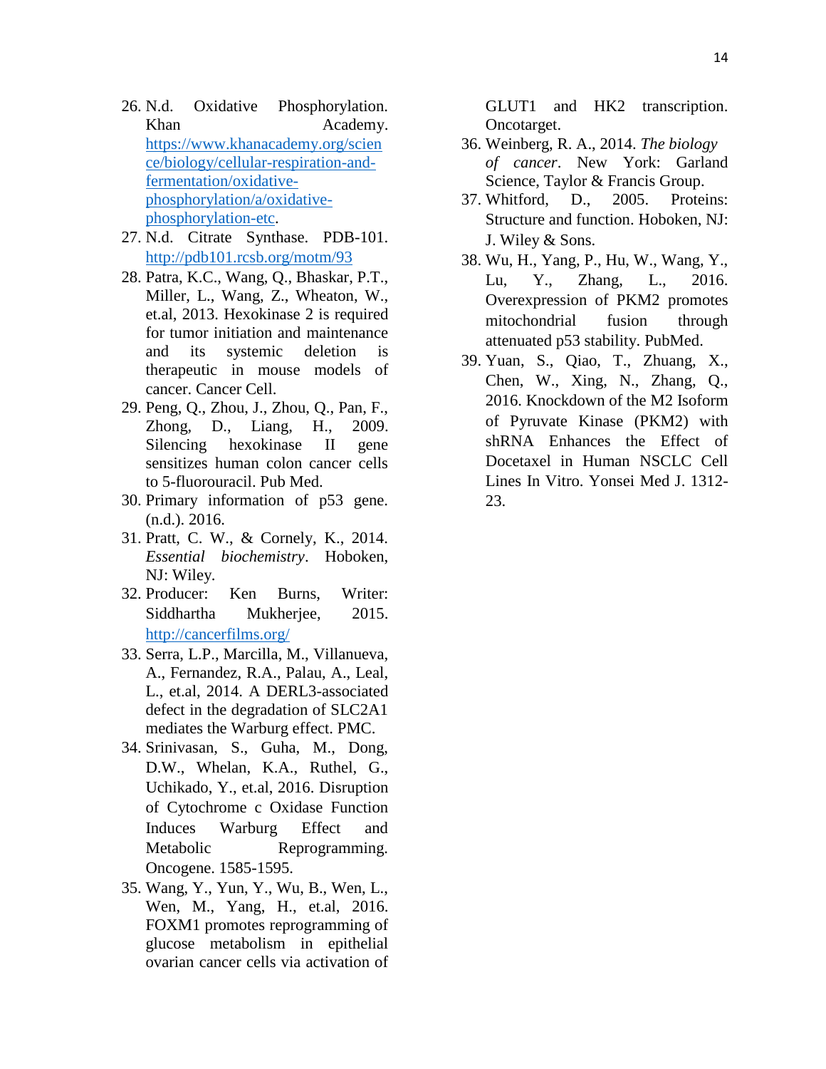26. N.d. Oxidative Phosphorylation. Khan Academy. [https://www.khanacademy.org/science/biology/cellular-respiration-and-fermentation/oxidative-phosphorylation/a/oxidative-phosphorylation-etc](https://www.khanacademy.org/science/biology/cellular-respiration-and-fermentation/oxidative-phosphorylation/a/oxidative-phosphorylation-etc).
27. N.d. Citrate Synthase. PDB-101. [http://pdb101.rcsb.org/motm/93](http://pdb101.rcsb.org/motm/93)
28. Patra, K.C., Wang, Q., Bhaskar, P.T., Miller, L., Wang, Z., Wheaton, W., et.al, 2013. Hexokinase 2 is required for tumor initiation and maintenance and its systemic deletion is therapeutic in mouse models of cancer. Cancer Cell.
29. Peng, Q., Zhou, J., Zhou, Q., Pan, F., Zhong, D., Liang, H., 2009. Silencing hexokinase II gene sensitizes human colon cancer cells to 5-fluorouracil. Pub Med.
30. Primary information of p53 gene. (n.d.). 2016.
31. Pratt, C. W., & Cornely, K., 2014. *Essential biochemistry*. Hoboken, NJ: Wiley.
32. Producer: Ken Burns, Writer: Siddhartha Mukherjee, 2015. [http://cancerfilms.org/](http://cancerfilms.org/)
33. Serra, L.P., Marcilla, M., Villanueva, A., Fernandez, R.A., Palau, A., Leal, L., et.al, 2014. A DERL3-associated defect in the degradation of SLC2A1 mediates the Warburg effect. PMC.
34. Srinivasan, S., Guha, M., Dong, D.W., Whelan, K.A., Ruthel, G., Uchikado, Y., et.al, 2016. Disruption of Cytochrome c Oxidase Function Induces Warburg Effect and Metabolic Reprogramming. Oncogene. 1585-1595.
35. Wang, Y., Yun, Y., Wu, B., Wen, L., Wen, M., Yang, H., et.al, 2016. FOXM1 promotes reprogramming of glucose metabolism in epithelial ovarian cancer cells via activation of GLUT1 and HK2 transcription. Oncotarget.
36. Weinberg, R. A., 2014. *The biology of cancer*. New York: Garland Science, Taylor & Francis Group.
37. Whitford, D., 2005. Proteins: Structure and function. Hoboken, NJ: J. Wiley & Sons.
38. Wu, H., Yang, P., Hu, W., Wang, Y., Lu, Y., Zhang, L., 2016. Overexpression of PKM2 promotes mitochondrial fusion through attenuated p53 stability. PubMed.
39. Yuan, S., Qiao, T., Zhuang, X., Chen, W., Xing, N., Zhang, Q., 2016. Knockdown of the M2 Isoform of Pyruvate Kinase (PKM2) with shRNA Enhances the Effect of Docetaxel in Human NSCLC Cell Lines In Vitro. Yonsei Med J. 1312-23.